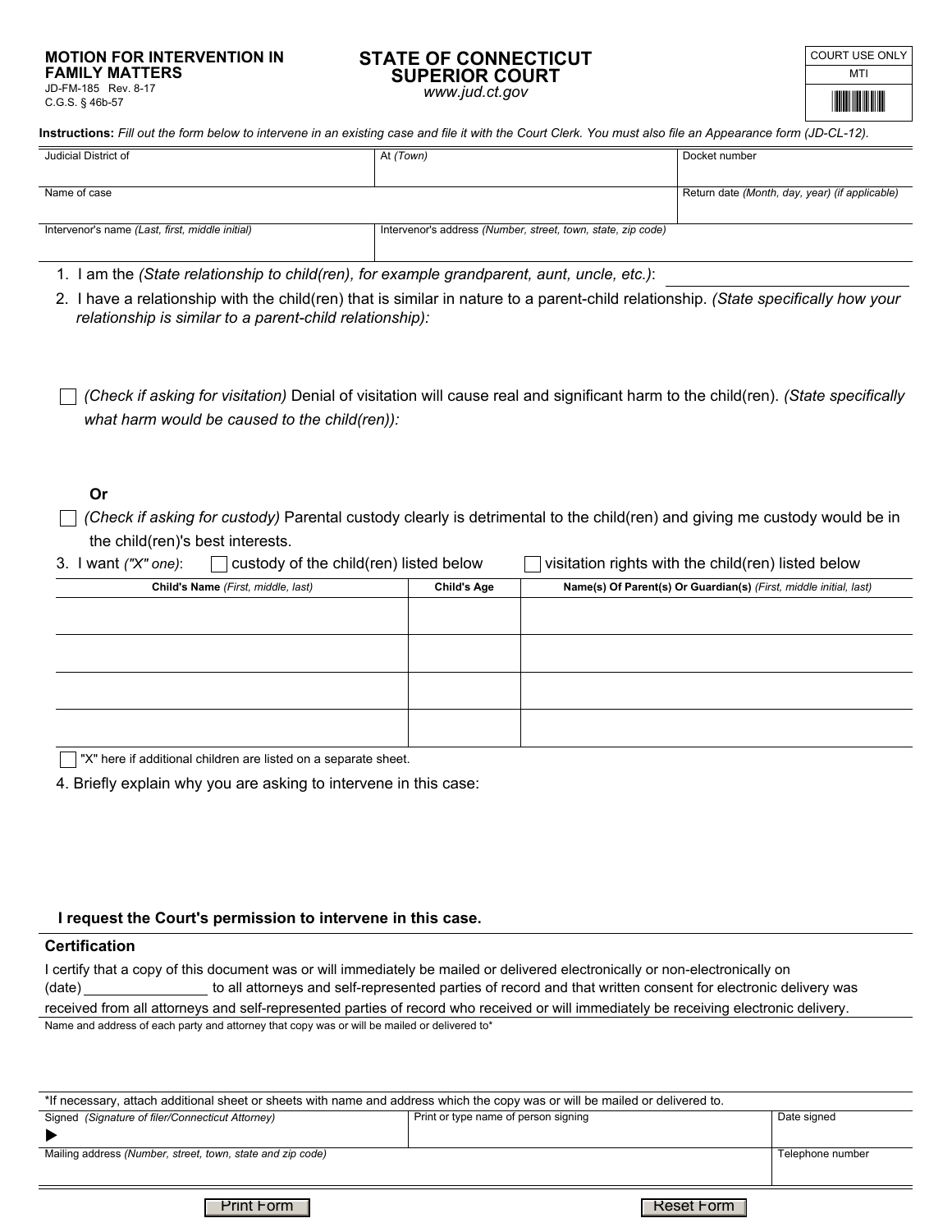**MOTION FOR INTERVENTION IN FAMILY MATTERS**
JD-FM-185 Rev. 8-17
C.G.S. § 46b-57

# STATE OF CONNECTICUT
## SUPERIOR COURT
*www.jud.ct.gov*

| COURT USE ONLY |
|---|
| MTI |

**Instructions:** *Fill out the form below to intervene in an existing case and file it with the Court Clerk. You must also file an Appearance form (JD-CL-12).*

| Judicial District of | At *(Town)* | Docket number |
|---|---|---|
| Name of case | | Return date *(Month, day, year) (if applicable)* |
| Intervenor's name *(Last, first, middle initial)* | Intervenor's address *(Number, street, town, state, zip code)* | |

1. I am the *(State relationship to child(ren), for example grandparent, aunt, uncle, etc.)*: ____________________

2. I have a relationship with the child(ren) that is similar in nature to a parent-child relationship. *(State specifically how your relationship is similar to a parent-child relationship):*

☐ *(Check if asking for visitation)* Denial of visitation will cause real and significant harm to the child(ren). *(State specifically what harm would be caused to the child(ren)):*

**Or**

☐ *(Check if asking for custody)* Parental custody clearly is detrimental to the child(ren) and giving me custody would be in the child(ren)'s best interests.

3. I want *("X" one)*: ☐ custody of the child(ren) listed below ☐ visitation rights with the child(ren) listed below

| Child's Name *(First, middle, last)* | Child's Age | Name(s) Of Parent(s) Or Guardian(s) *(First, middle initial, last)* |
|---|---|---|
| | | |
| | | |
| | | |
| | | |

☐ "X" here if additional children are listed on a separate sheet.

4. Briefly explain why you are asking to intervene in this case:

**I request the Court's permission to intervene in this case.**

### Certification

I certify that a copy of this document was or will immediately be mailed or delivered electronically or non-electronically on (date) ____________ to all attorneys and self-represented parties of record and that written consent for electronic delivery was received from all attorneys and self-represented parties of record who received or will immediately be receiving electronic delivery.

Name and address of each party and attorney that copy was or will be mailed or delivered to*

*If necessary, attach additional sheet or sheets with name and address which the copy was or will be mailed or delivered to.

| Signed *(Signature of filer/Connecticut Attorney)* | Print or type name of person signing | Date signed |
|---|---|---|
| ▶ | | |
| Mailing address *(Number, street, town, state and zip code)* | | Telephone number |
| | | |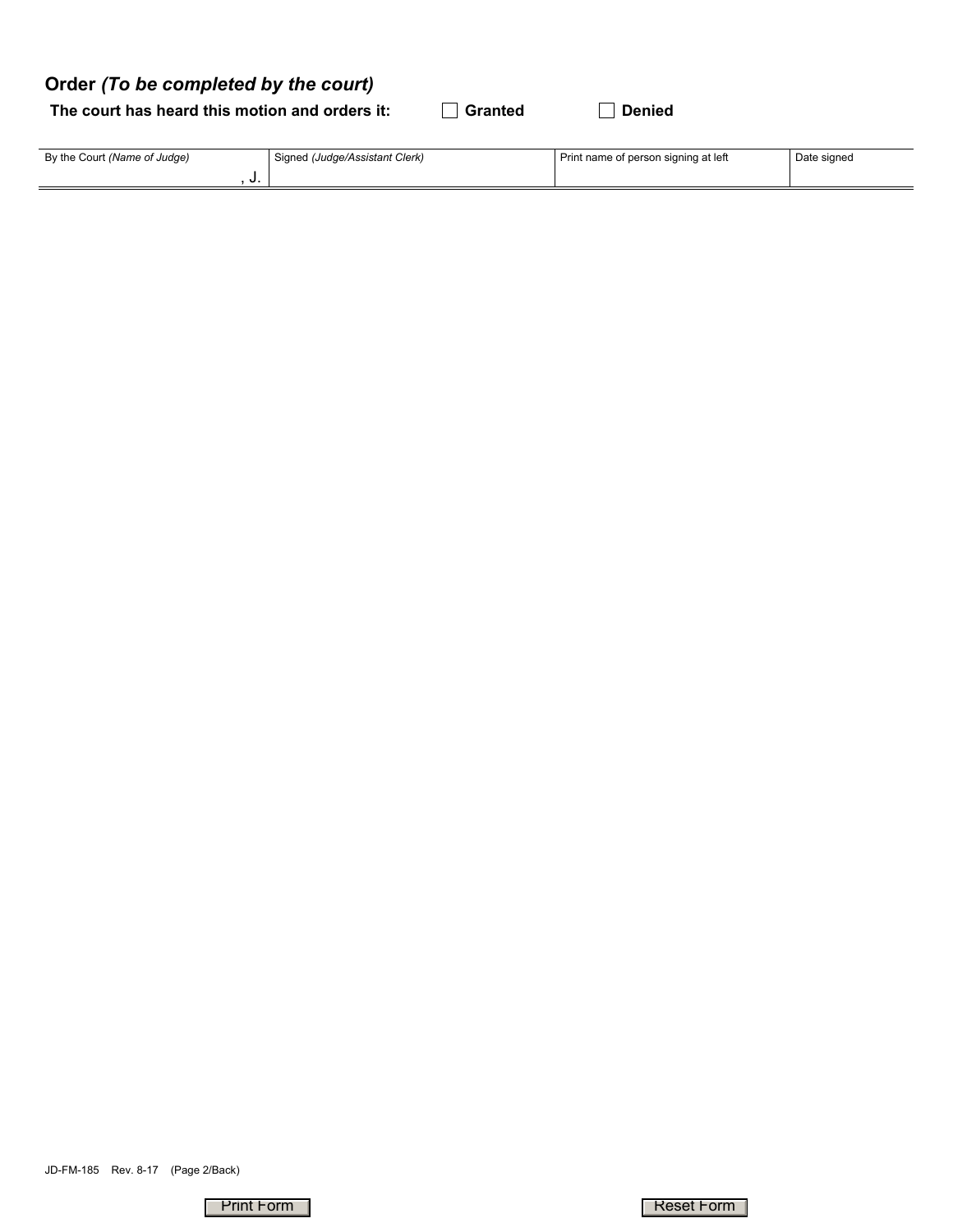## Order *(To be completed by the court)*

**The court has heard this motion and orders it:** ☐ **Granted** ☐ **Denied**

| By the Court *(Name of Judge)* | Signed *(Judge/Assistant Clerk)* | Print name of person signing at left | Date signed |
|---|---|---|---|
| , J. | | | |

JD-FM-185 Rev. 8-17 (Page 2/Back)

Print Form Reset Form